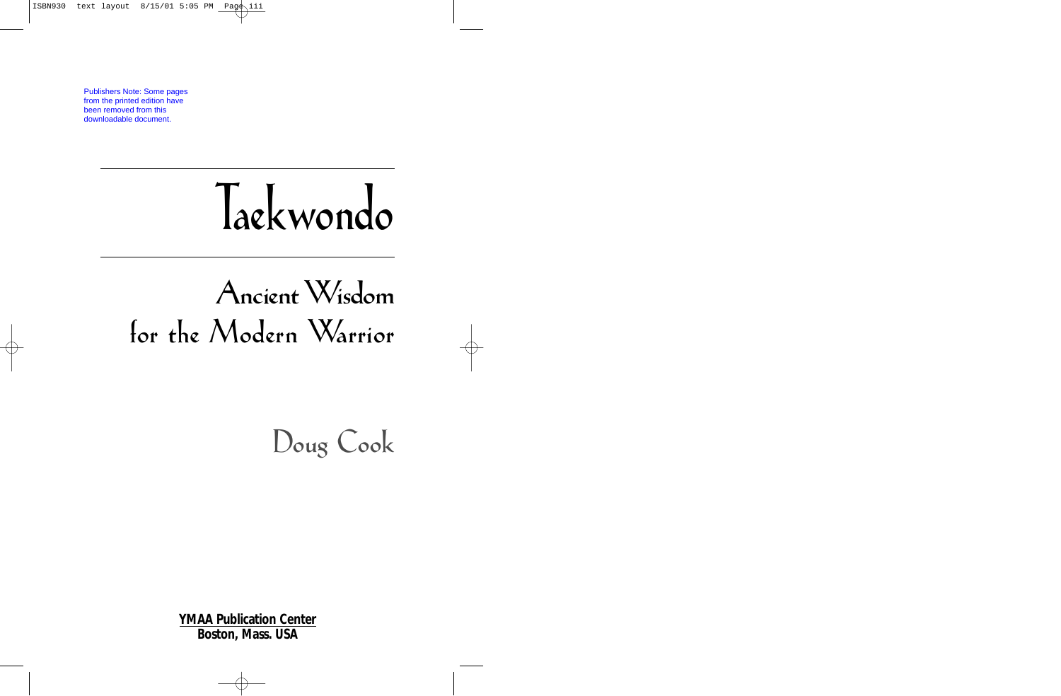Publishers Note: Some pages from the printed edition have been removed from this downloadable document.

# Taekwondo

## Ancient Wisdom for the Modern Warrior

Doug Cook

**YMAA Publication Center**
**Boston, Mass. USA**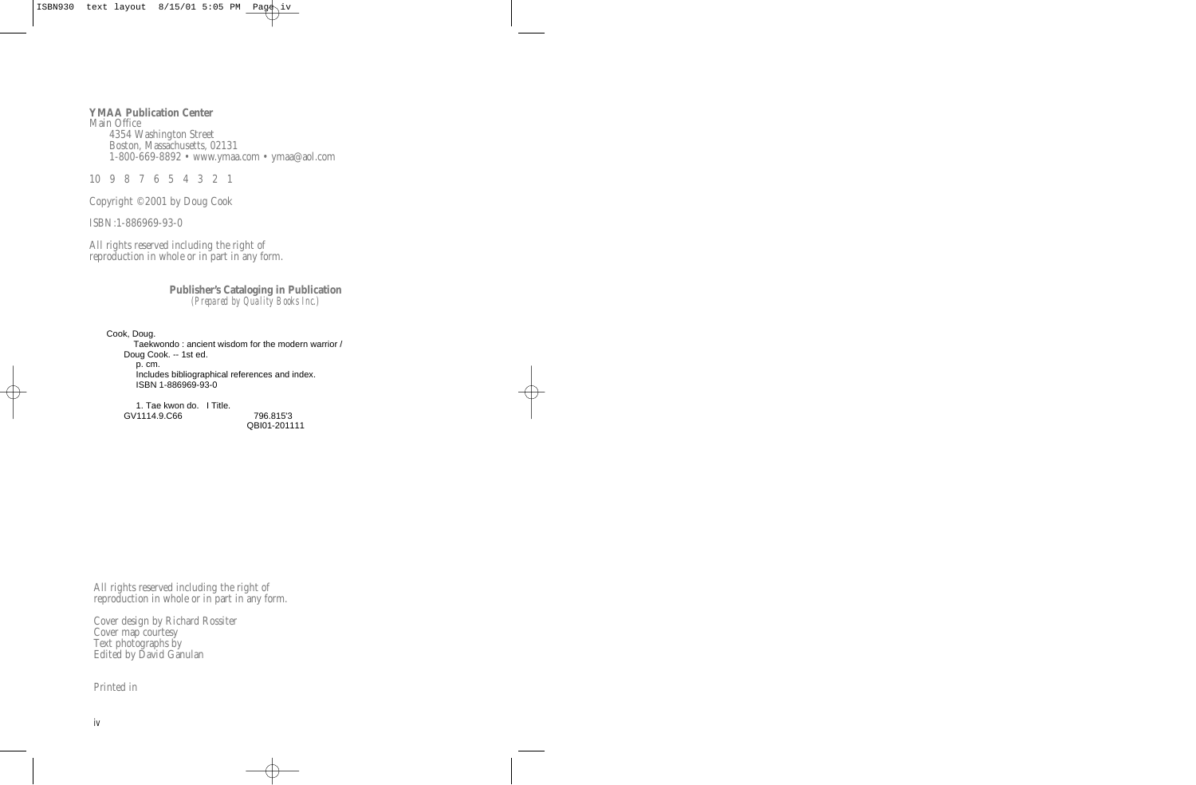**YMAA Publication Center**
*Main Office*
*4354 Washington Street*
*Boston, Massachusetts, 02131*
*1-800-669-8892 • www.ymaa.com • ymaa@aol.com*

*10 9 8 7 6 5 4 3 2 1*

*Copyright ©2001 by Doug Cook*

*ISBN:1-886969-93-0*

*All rights reserved including the right of reproduction in whole or in part in any form.*

**Publisher's Cataloging in Publication**
*(Prepared by Quality Books Inc.)*

Cook, Doug.
Taekwondo : ancient wisdom for the modern warrior / Doug Cook. -- 1st ed.
p. cm.
Includes bibliographical references and index.
ISBN 1-886969-93-0

1. Tae kwon do. I Title.
GV1114.9.C66 796.815'3
QBI01-201111

*All rights reserved including the right of reproduction in whole or in part in any form.*

*Cover design by Richard Rossiter*
*Cover map courtesy*
*Text photographs by*
*Edited by David Ganulan*

*Printed in*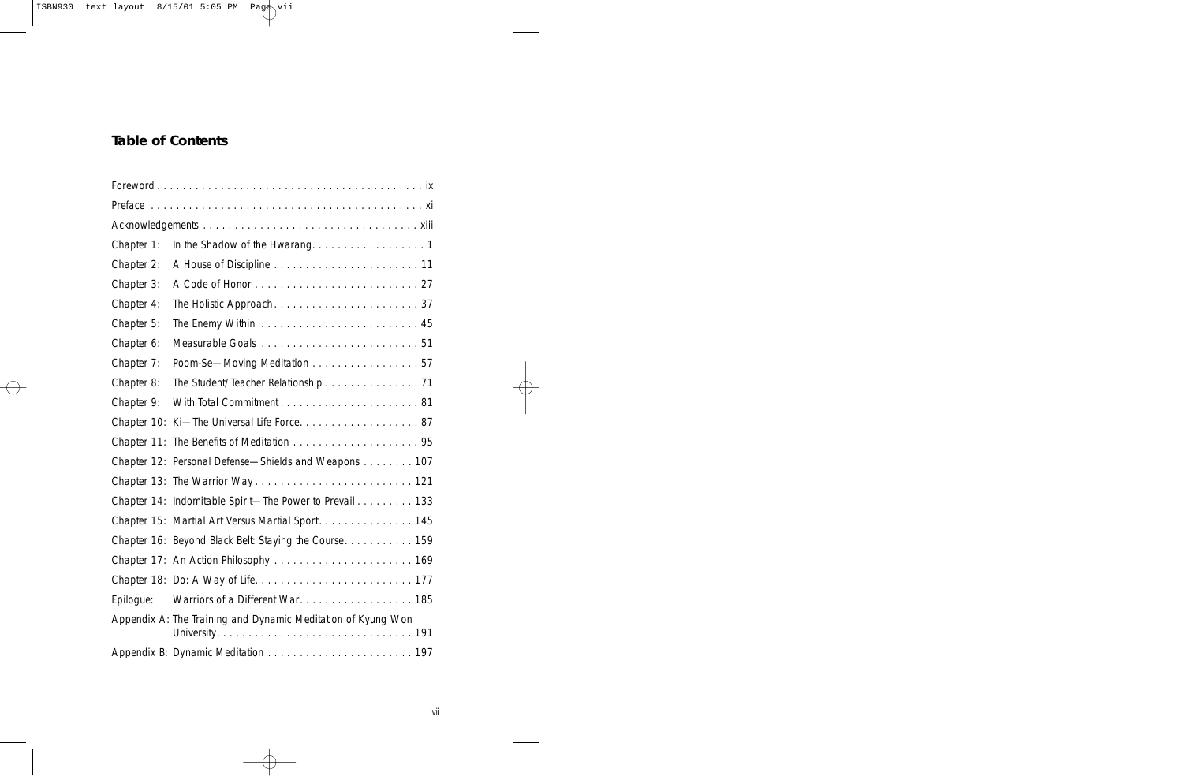## Table of Contents

| | | |
|---|---|---|
| Foreword | | ix |
| Preface | | xi |
| Acknowledgements | | xiii |
| Chapter 1: | In the Shadow of the Hwarang | 1 |
| Chapter 2: | A House of Discipline | 11 |
| Chapter 3: | A Code of Honor | 27 |
| Chapter 4: | The Holistic Approach | 37 |
| Chapter 5: | The Enemy Within | 45 |
| Chapter 6: | Measurable Goals | 51 |
| Chapter 7: | Poom-Se—Moving Meditation | 57 |
| Chapter 8: | The Student/Teacher Relationship | 71 |
| Chapter 9: | With Total Commitment | 81 |
| Chapter 10: | Ki—The Universal Life Force | 87 |
| Chapter 11: | The Benefits of Meditation | 95 |
| Chapter 12: | Personal Defense—Shields and Weapons | 107 |
| Chapter 13: | The Warrior Way | 121 |
| Chapter 14: | Indomitable Spirit—The Power to Prevail | 133 |
| Chapter 15: | Martial Art Versus Martial Sport | 145 |
| Chapter 16: | Beyond Black Belt: Staying the Course | 159 |
| Chapter 17: | An Action Philosophy | 169 |
| Chapter 18: | Do: A Way of Life | 177 |
| Epilogue: | Warriors of a Different War | 185 |
| Appendix A: | The Training and Dynamic Meditation of Kyung Won University | 191 |
| Appendix B: | Dynamic Meditation | 197 |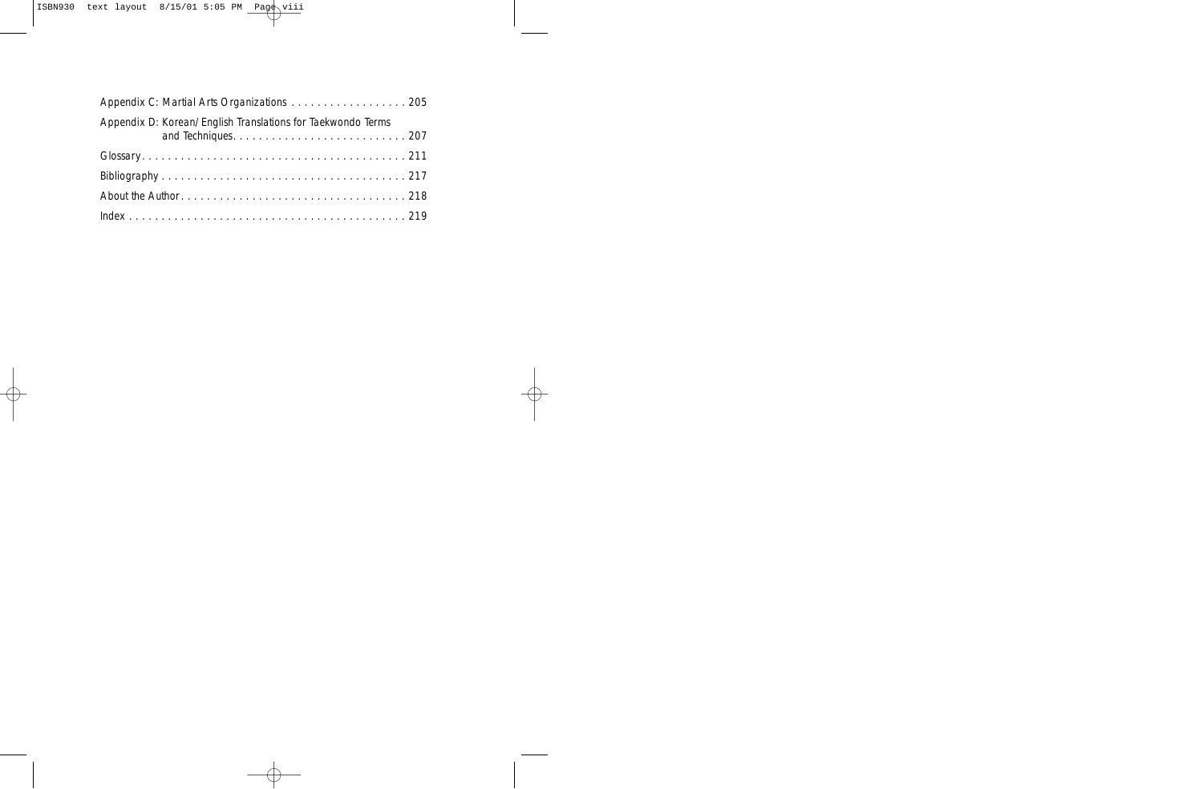Appendix C: Martial Arts Organizations . . . . . . . . . . . . . . . . . . 205

Appendix D: Korean/English Translations for Taekwondo Terms and Techniques. . . . . . . . . . . . . . . . . . . . . . . . . . . 207

Glossary. . . . . . . . . . . . . . . . . . . . . . . . . . . . . . . . . . . . . . . . . 211

Bibliography . . . . . . . . . . . . . . . . . . . . . . . . . . . . . . . . . . . . . 217

About the Author. . . . . . . . . . . . . . . . . . . . . . . . . . . . . . . . . . 218

Index . . . . . . . . . . . . . . . . . . . . . . . . . . . . . . . . . . . . . . . . . . 219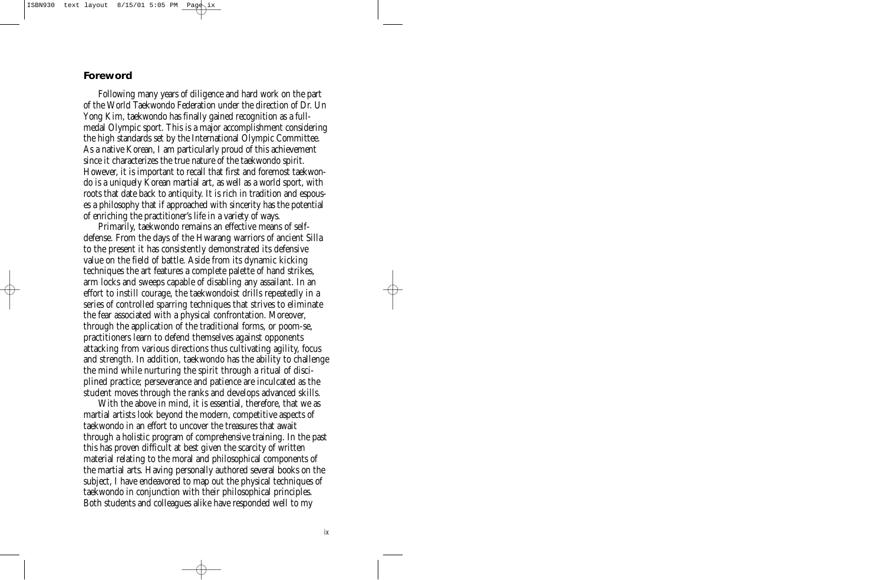## Foreword

Following many years of diligence and hard work on the part of the World Taekwondo Federation under the direction of Dr. Un Yong Kim, taekwondo has finally gained recognition as a full-medal Olympic sport. This is a major accomplishment considering the high standards set by the International Olympic Committee. As a native Korean, I am particularly proud of this achievement since it characterizes the true nature of the taekwondo spirit. However, it is important to recall that first and foremost taekwondo is a uniquely Korean martial art, as well as a world sport, with roots that date back to antiquity. It is rich in tradition and espouses a philosophy that if approached with sincerity has the potential of enriching the practitioner's life in a variety of ways.

Primarily, taekwondo remains an effective means of self-defense. From the days of the Hwarang warriors of ancient Silla to the present it has consistently demonstrated its defensive value on the field of battle. Aside from its dynamic kicking techniques the art features a complete palette of hand strikes, arm locks and sweeps capable of disabling any assailant. In an effort to instill courage, the taekwondoist drills repeatedly in a series of controlled sparring techniques that strives to eliminate the fear associated with a physical confrontation. Moreover, through the application of the traditional forms, or poom-se, practitioners learn to defend themselves against opponents attacking from various directions thus cultivating agility, focus and strength. In addition, taekwondo has the ability to challenge the mind while nurturing the spirit through a ritual of disciplined practice; perseverance and patience are inculcated as the student moves through the ranks and develops advanced skills.

With the above in mind, it is essential, therefore, that we as martial artists look beyond the modern, competitive aspects of taekwondo in an effort to uncover the treasures that await through a holistic program of comprehensive training. In the past this has proven difficult at best given the scarcity of written material relating to the moral and philosophical components of the martial arts. Having personally authored several books on the subject, I have endeavored to map out the physical techniques of taekwondo in conjunction with their philosophical principles. Both students and colleagues alike have responded well to my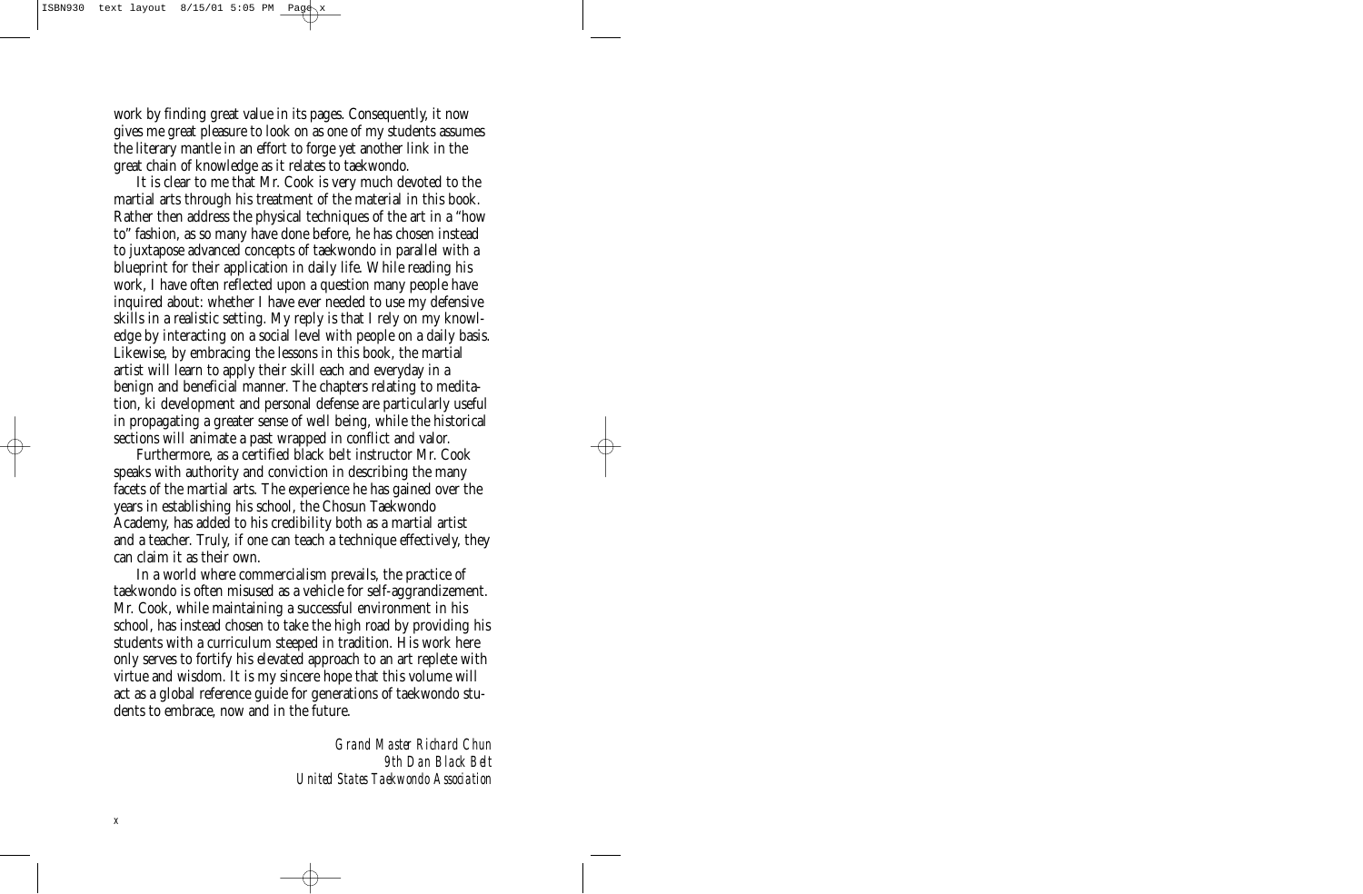work by finding great value in its pages. Consequently, it now gives me great pleasure to look on as one of my students assumes the literary mantle in an effort to forge yet another link in the great chain of knowledge as it relates to taekwondo.

It is clear to me that Mr. Cook is very much devoted to the martial arts through his treatment of the material in this book. Rather then address the physical techniques of the art in a "how to" fashion, as so many have done before, he has chosen instead to juxtapose advanced concepts of taekwondo in parallel with a blueprint for their application in daily life. While reading his work, I have often reflected upon a question many people have inquired about: whether I have ever needed to use my defensive skills in a realistic setting. My reply is that I rely on my knowledge by interacting on a social level with people on a daily basis. Likewise, by embracing the lessons in this book, the martial artist will learn to apply their skill each and everyday in a benign and beneficial manner. The chapters relating to meditation, ki development and personal defense are particularly useful in propagating a greater sense of well being, while the historical sections will animate a past wrapped in conflict and valor.

Furthermore, as a certified black belt instructor Mr. Cook speaks with authority and conviction in describing the many facets of the martial arts. The experience he has gained over the years in establishing his school, the Chosun Taekwondo Academy, has added to his credibility both as a martial artist and a teacher. Truly, if one can teach a technique effectively, they can claim it as their own.

In a world where commercialism prevails, the practice of taekwondo is often misused as a vehicle for self-aggrandizement. Mr. Cook, while maintaining a successful environment in his school, has instead chosen to take the high road by providing his students with a curriculum steeped in tradition. His work here only serves to fortify his elevated approach to an art replete with virtue and wisdom. It is my sincere hope that this volume will act as a global reference guide for generations of taekwondo students to embrace, now and in the future.

*Grand Master Richard Chun*
*9th Dan Black Belt*
*United States Taekwondo Association*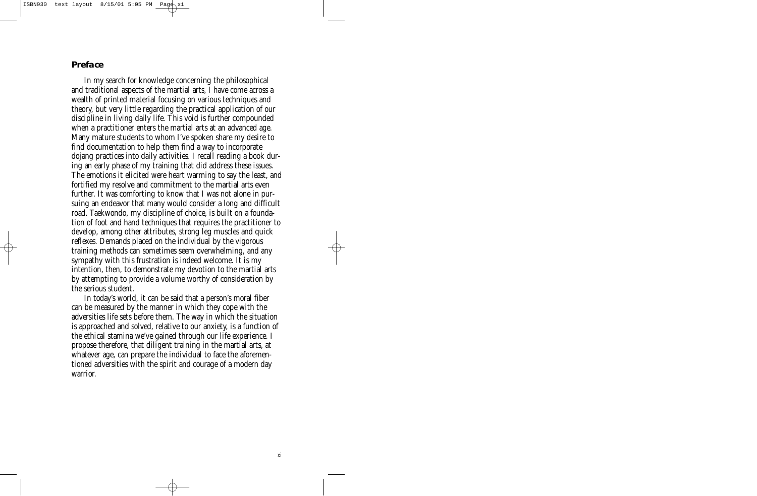## *Preface*

In my search for knowledge concerning the philosophical and traditional aspects of the martial arts, I have come across a wealth of printed material focusing on various techniques and theory, but very little regarding the practical application of our discipline in living daily life. This void is further compounded when a practitioner enters the martial arts at an advanced age. Many mature students to whom I've spoken share my desire to find documentation to help them find a way to incorporate dojang practices into daily activities. I recall reading a book during an early phase of my training that did address these issues. The emotions it elicited were heart warming to say the least, and fortified my resolve and commitment to the martial arts even further. It was comforting to know that I was not alone in pursuing an endeavor that many would consider a long and difficult road. Taekwondo, my discipline of choice, is built on a foundation of foot and hand techniques that requires the practitioner to develop, among other attributes, strong leg muscles and quick reflexes. Demands placed on the individual by the vigorous training methods can sometimes seem overwhelming, and any sympathy with this frustration is indeed welcome. It is my intention, then, to demonstrate my devotion to the martial arts by attempting to provide a volume worthy of consideration by the serious student.

In today's world, it can be said that a person's moral fiber can be measured by the manner in which they cope with the adversities life sets before them. The way in which the situation is approached and solved, relative to our anxiety, is a function of the ethical stamina we've gained through our life experience. I propose therefore, that diligent training in the martial arts, at whatever age, can prepare the individual to face the aforementioned adversities with the spirit and courage of a modern day warrior.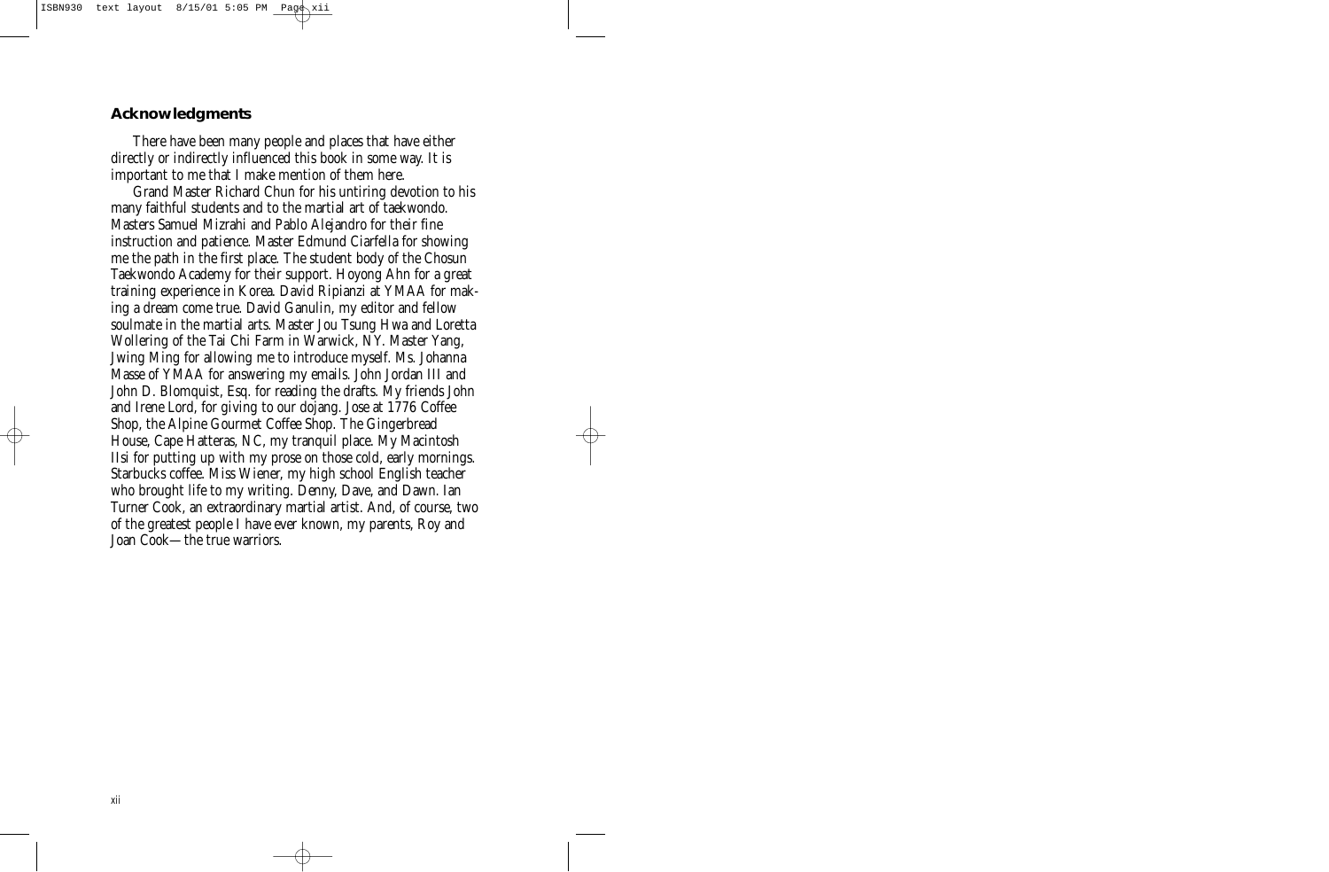## Acknowledgments

There have been many people and places that have either directly or indirectly influenced this book in some way. It is important to me that I make mention of them here.

Grand Master Richard Chun for his untiring devotion to his many faithful students and to the martial art of taekwondo. Masters Samuel Mizrahi and Pablo Alejandro for their fine instruction and patience. Master Edmund Ciarfella for showing me the path in the first place. The student body of the Chosun Taekwondo Academy for their support. Hoyong Ahn for a great training experience in Korea. David Ripianzi at YMAA for making a dream come true. David Ganulin, my editor and fellow soulmate in the martial arts. Master Jou Tsung Hwa and Loretta Wollering of the Tai Chi Farm in Warwick, NY. Master Yang, Jwing Ming for allowing me to introduce myself. Ms. Johanna Masse of YMAA for answering my emails. John Jordan III and John D. Blomquist, Esq. for reading the drafts. My friends John and Irene Lord, for giving to our dojang. Jose at 1776 Coffee Shop, the Alpine Gourmet Coffee Shop. The Gingerbread House, Cape Hatteras, NC, my tranquil place. My Macintosh IIsi for putting up with my prose on those cold, early mornings. Starbucks coffee. Miss Wiener, my high school English teacher who brought life to my writing. Denny, Dave, and Dawn. Ian Turner Cook, an extraordinary martial artist. And, of course, two of the greatest people I have ever known, my parents, Roy and Joan Cook—the true warriors.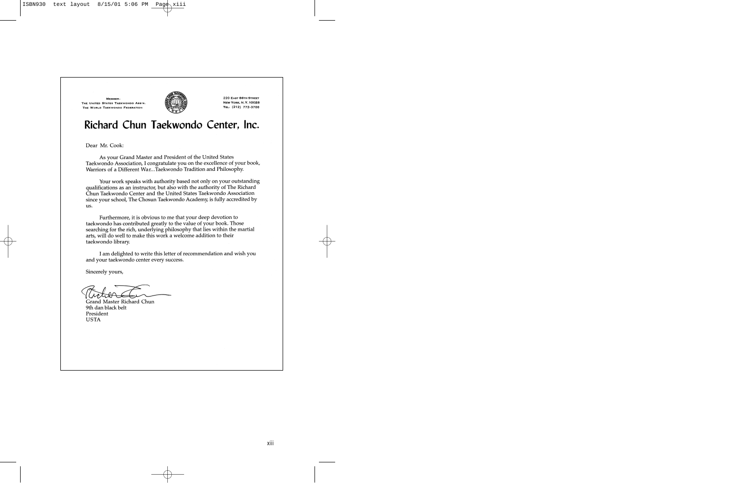MEMBER:
THE UNITED STATES TAEKWONDO ASS'N.
THE WORLD TAEKWONDO FEDERATION

220 EAST 86TH STREET
NEW YORK, N.Y. 10028
TEL: (212) 772-3700

# Richard Chun Taekwondo Center, Inc.

Dear Mr. Cook:

As your Grand Master and President of the United States Taekwondo Association, I congratulate you on the excellence of your book, Warriors of a Different War...Taekwondo Tradition and Philosophy.

Your work speaks with authority based not only on your outstanding qualifications as an instructor, but also with the authority of The Richard Chun Taekwondo Center and the United States Taekwondo Association since your school, The Chosun Taekwondo Academy, is fully accredited by us.

Furthermore, it is obvious to me that your deep devotion to taekwondo has contributed greatly to the value of your book. Those searching for the rich, underlying philosophy that lies within the martial arts, will do well to make this work a welcome addition to their taekwondo library.

I am delighted to write this letter of recommendation and wish you and your taekwondo center every success.

Sincerely yours,

Grand Master Richard Chun
9th dan black belt
President
USTA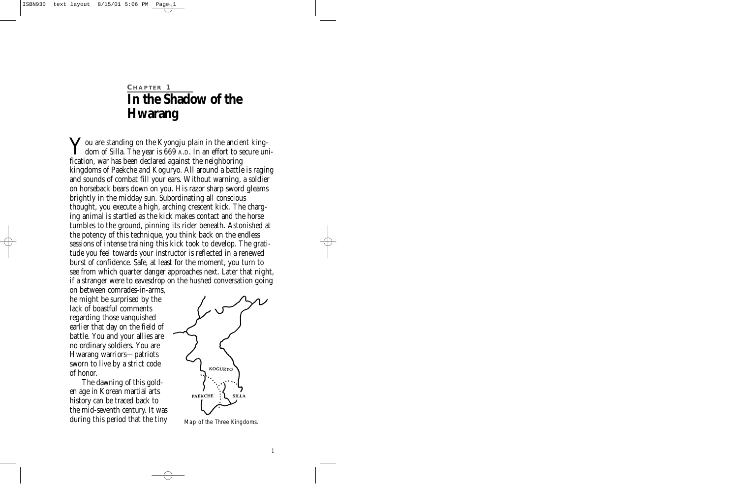# Chapter 1

## In the Shadow of the Hwarang

You are standing on the Kyongju plain in the ancient kingdom of Silla. The year is 669 A.D. In an effort to secure unification, war has been declared against the neighboring kingdoms of Paekche and Koguryo. All around a battle is raging and sounds of combat fill your ears. Without warning, a soldier on horseback bears down on you. His razor sharp sword gleams brightly in the midday sun. Subordinating all conscious thought, you execute a high, arching crescent kick. The charging animal is startled as the kick makes contact and the horse tumbles to the ground, pinning its rider beneath. Astonished at the potency of this technique, you think back on the endless sessions of intense training this kick took to develop. The gratitude you feel towards your instructor is reflected in a renewed burst of confidence. Safe, at least for the moment, you turn to see from which quarter danger approaches next. Later that night, if a stranger were to eavesdrop on the hushed conversation going on between comrades-in-arms, he might be surprised by the lack of boastful comments regarding those vanquished earlier that day on the field of battle. You and your allies are no ordinary soldiers. You are Hwarang warriors—patriots sworn to live by a strict code of honor.

The dawning of this golden age in Korean martial arts history can be traced back to the mid-seventh century. It was during this period that the tiny

KOGURYO

PAEKCHE

SILLA

*Map of the Three Kingdoms.*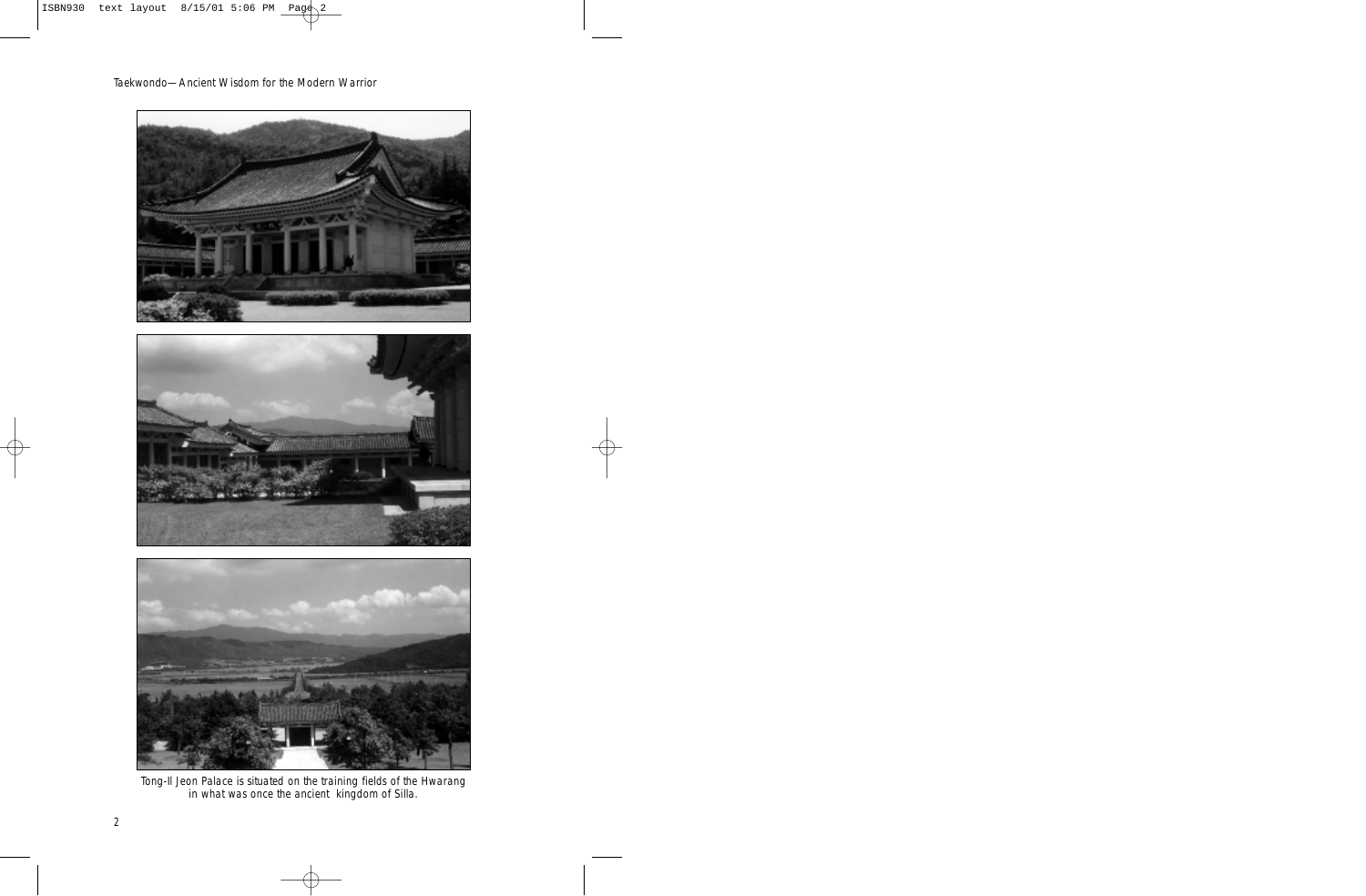Tong-Il Jeon Palace is situated on the training fields of the Hwarang in what was once the ancient kingdom of Silla.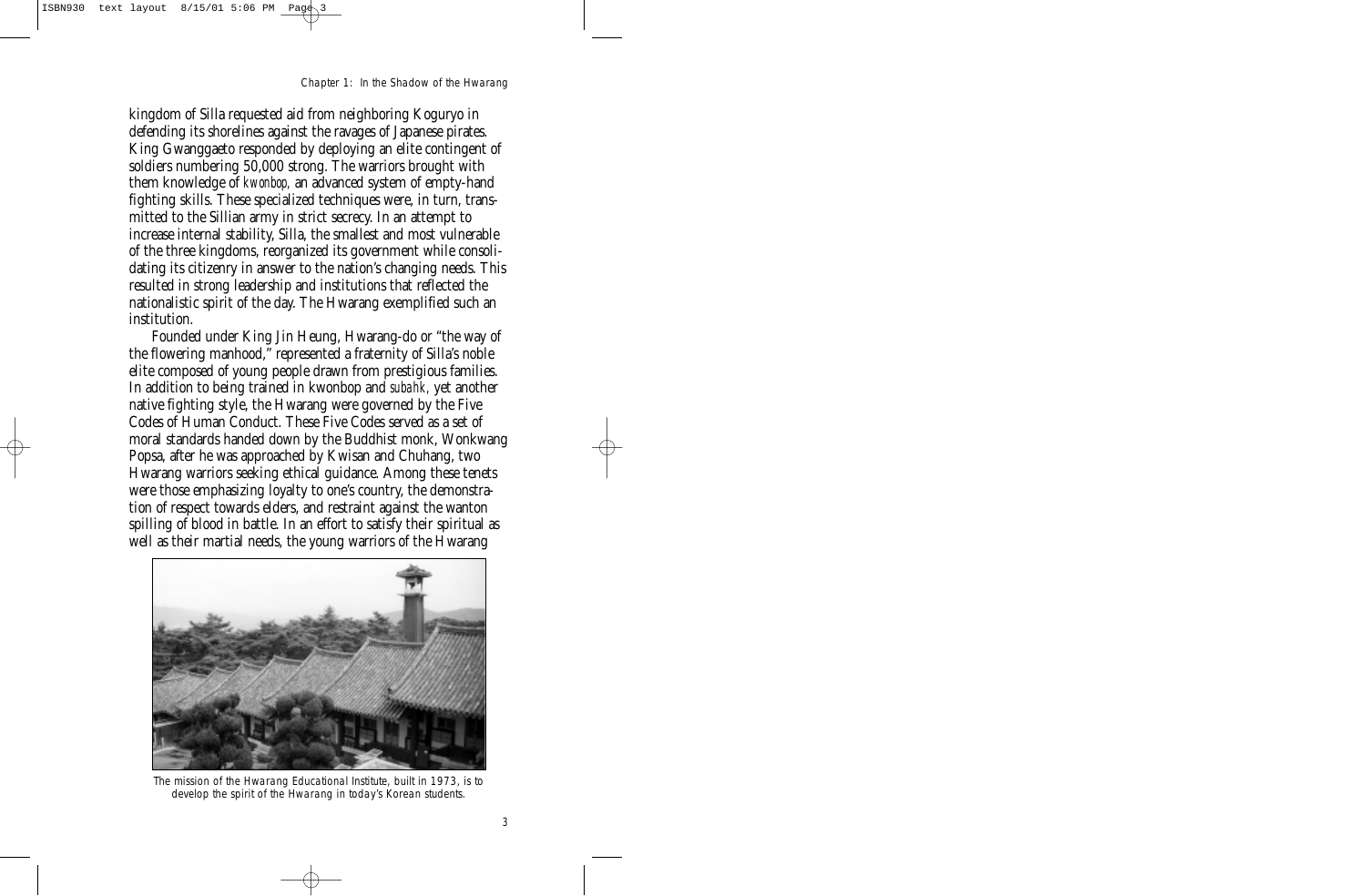kingdom of Silla requested aid from neighboring Koguryo in defending its shorelines against the ravages of Japanese pirates. King Gwanggaeto responded by deploying an elite contingent of soldiers numbering 50,000 strong. The warriors brought with them knowledge of *kwonbop,* an advanced system of empty-hand fighting skills. These specialized techniques were, in turn, transmitted to the Sillian army in strict secrecy. In an attempt to increase internal stability, Silla, the smallest and most vulnerable of the three kingdoms, reorganized its government while consolidating its citizenry in answer to the nation's changing needs. This resulted in strong leadership and institutions that reflected the nationalistic spirit of the day. The Hwarang exemplified such an institution.

Founded under King Jin Heung, Hwarang-do or "the way of the flowering manhood," represented a fraternity of Silla's noble elite composed of young people drawn from prestigious families. In addition to being trained in kwonbop and *subahk,* yet another native fighting style, the Hwarang were governed by the Five Codes of Human Conduct. These Five Codes served as a set of moral standards handed down by the Buddhist monk, Wonkwang Popsa, after he was approached by Kwisan and Chuhang, two Hwarang warriors seeking ethical guidance. Among these tenets were those emphasizing loyalty to one's country, the demonstration of respect towards elders, and restraint against the wanton spilling of blood in battle. In an effort to satisfy their spiritual as well as their martial needs, the young warriors of the Hwarang

*The mission of the Hwarang Educational Institute, built in 1973, is to develop the spirit of the Hwarang in today's Korean students.*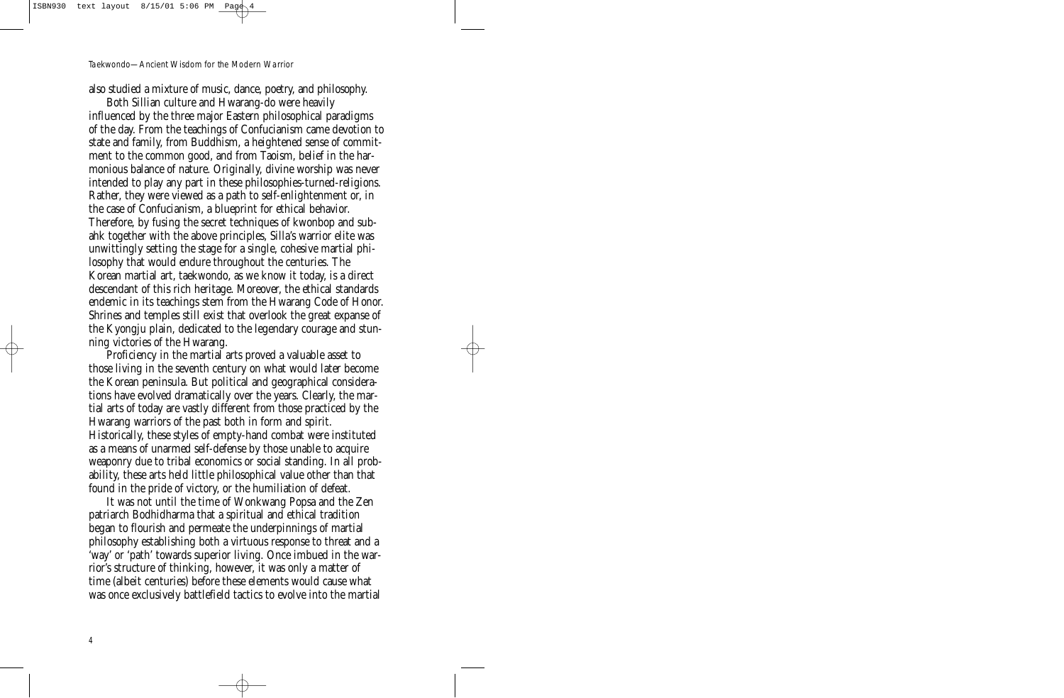also studied a mixture of music, dance, poetry, and philosophy.

Both Sillian culture and Hwarang-do were heavily influenced by the three major Eastern philosophical paradigms of the day. From the teachings of Confucianism came devotion to state and family, from Buddhism, a heightened sense of commitment to the common good, and from Taoism, belief in the harmonious balance of nature. Originally, divine worship was never intended to play any part in these philosophies-turned-religions. Rather, they were viewed as a path to self-enlightenment or, in the case of Confucianism, a blueprint for ethical behavior. Therefore, by fusing the secret techniques of kwonbop and subahk together with the above principles, Silla's warrior elite was unwittingly setting the stage for a single, cohesive martial philosophy that would endure throughout the centuries. The Korean martial art, taekwondo, as we know it today, is a direct descendant of this rich heritage. Moreover, the ethical standards endemic in its teachings stem from the Hwarang Code of Honor. Shrines and temples still exist that overlook the great expanse of the Kyongju plain, dedicated to the legendary courage and stunning victories of the Hwarang.

Proficiency in the martial arts proved a valuable asset to those living in the seventh century on what would later become the Korean peninsula. But political and geographical considerations have evolved dramatically over the years. Clearly, the martial arts of today are vastly different from those practiced by the Hwarang warriors of the past both in form and spirit. Historically, these styles of empty-hand combat were instituted as a means of unarmed self-defense by those unable to acquire weaponry due to tribal economics or social standing. In all probability, these arts held little philosophical value other than that found in the pride of victory, or the humiliation of defeat.

It was not until the time of Wonkwang Popsa and the Zen patriarch Bodhidharma that a spiritual and ethical tradition began to flourish and permeate the underpinnings of martial philosophy establishing both a virtuous response to threat and a 'way' or 'path' towards superior living. Once imbued in the warrior's structure of thinking, however, it was only a matter of time (albeit centuries) before these elements would cause what was once exclusively battlefield tactics to evolve into the martial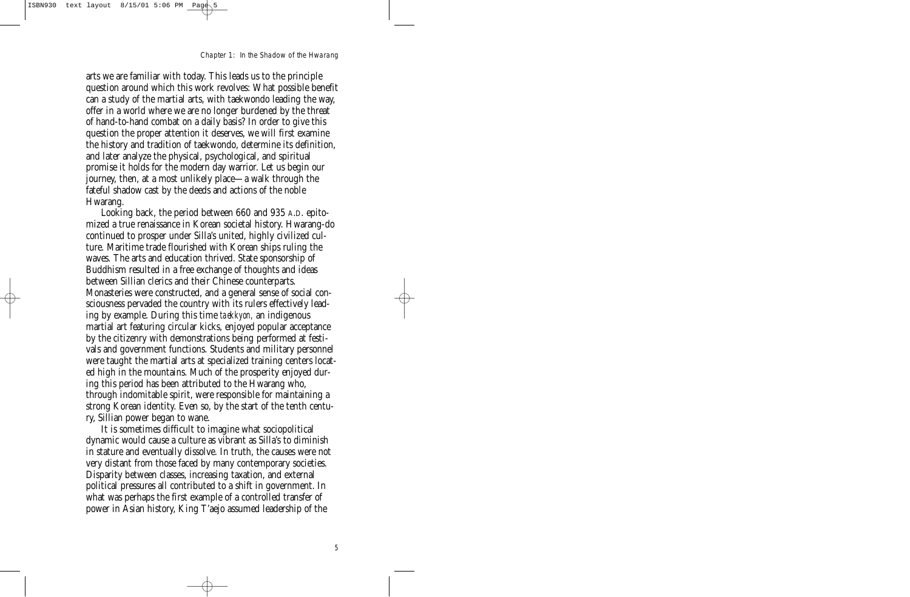arts we are familiar with today. This leads us to the principle question around which this work revolves: What possible benefit can a study of the martial arts, with taekwondo leading the way, offer in a world where we are no longer burdened by the threat of hand-to-hand combat on a daily basis? In order to give this question the proper attention it deserves, we will first examine the history and tradition of taekwondo, determine its definition, and later analyze the physical, psychological, and spiritual promise it holds for the modern day warrior. Let us begin our journey, then, at a most unlikely place—a walk through the fateful shadow cast by the deeds and actions of the noble Hwarang.

Looking back, the period between 660 and 935 A.D. epitomized a true renaissance in Korean societal history. Hwarang-do continued to prosper under Silla's united, highly civilized culture. Maritime trade flourished with Korean ships ruling the waves. The arts and education thrived. State sponsorship of Buddhism resulted in a free exchange of thoughts and ideas between Sillian clerics and their Chinese counterparts. Monasteries were constructed, and a general sense of social consciousness pervaded the country with its rulers effectively leading by example. During this time *taekkyon,* an indigenous martial art featuring circular kicks, enjoyed popular acceptance by the citizenry with demonstrations being performed at festivals and government functions. Students and military personnel were taught the martial arts at specialized training centers located high in the mountains. Much of the prosperity enjoyed during this period has been attributed to the Hwarang who, through indomitable spirit, were responsible for maintaining a strong Korean identity. Even so, by the start of the tenth century, Sillian power began to wane.

It is sometimes difficult to imagine what sociopolitical dynamic would cause a culture as vibrant as Silla's to diminish in stature and eventually dissolve. In truth, the causes were not very distant from those faced by many contemporary societies. Disparity between classes, increasing taxation, and external political pressures all contributed to a shift in government. In what was perhaps the first example of a controlled transfer of power in Asian history, King T'aejo assumed leadership of the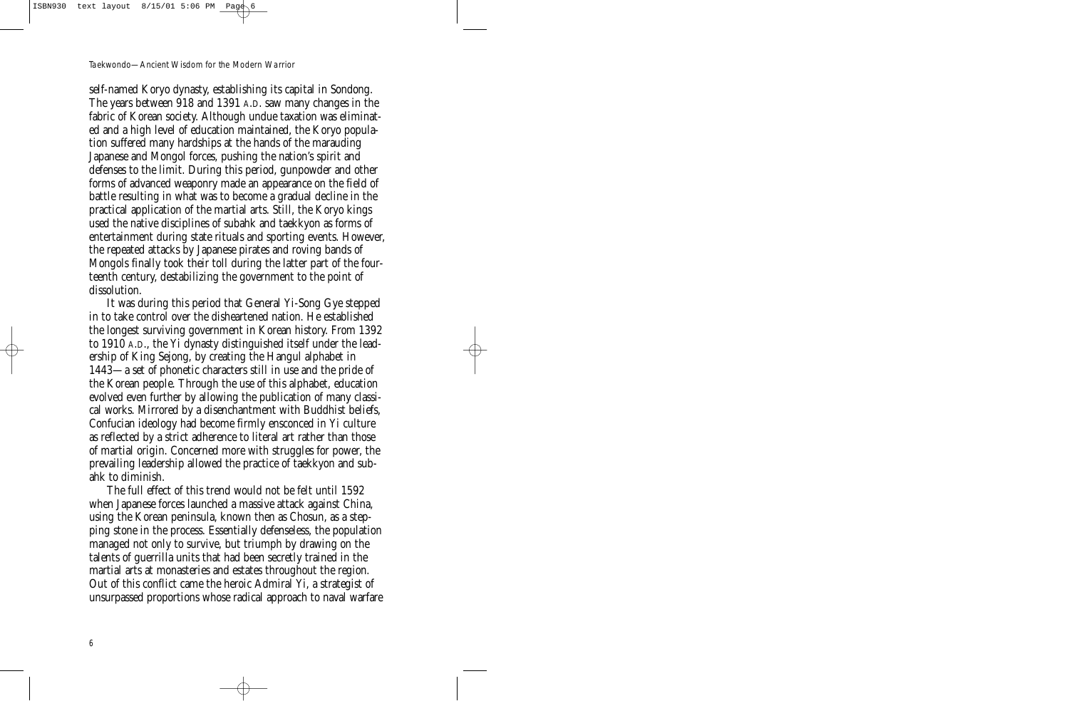self-named Koryo dynasty, establishing its capital in Sondong. The years between 918 and 1391 A.D. saw many changes in the fabric of Korean society. Although undue taxation was eliminated and a high level of education maintained, the Koryo population suffered many hardships at the hands of the marauding Japanese and Mongol forces, pushing the nation's spirit and defenses to the limit. During this period, gunpowder and other forms of advanced weaponry made an appearance on the field of battle resulting in what was to become a gradual decline in the practical application of the martial arts. Still, the Koryo kings used the native disciplines of subahk and taekkyon as forms of entertainment during state rituals and sporting events. However, the repeated attacks by Japanese pirates and roving bands of Mongols finally took their toll during the latter part of the fourteenth century, destabilizing the government to the point of dissolution.

It was during this period that General Yi-Song Gye stepped in to take control over the disheartened nation. He established the longest surviving government in Korean history. From 1392 to 1910 A.D., the Yi dynasty distinguished itself under the leadership of King Sejong, by creating the Hangul alphabet in 1443—a set of phonetic characters still in use and the pride of the Korean people. Through the use of this alphabet, education evolved even further by allowing the publication of many classical works. Mirrored by a disenchantment with Buddhist beliefs, Confucian ideology had become firmly ensconced in Yi culture as reflected by a strict adherence to literal art rather than those of martial origin. Concerned more with struggles for power, the prevailing leadership allowed the practice of taekkyon and subahk to diminish.

The full effect of this trend would not be felt until 1592 when Japanese forces launched a massive attack against China, using the Korean peninsula, known then as Chosun, as a stepping stone in the process. Essentially defenseless, the population managed not only to survive, but triumph by drawing on the talents of guerrilla units that had been secretly trained in the martial arts at monasteries and estates throughout the region. Out of this conflict came the heroic Admiral Yi, a strategist of unsurpassed proportions whose radical approach to naval warfare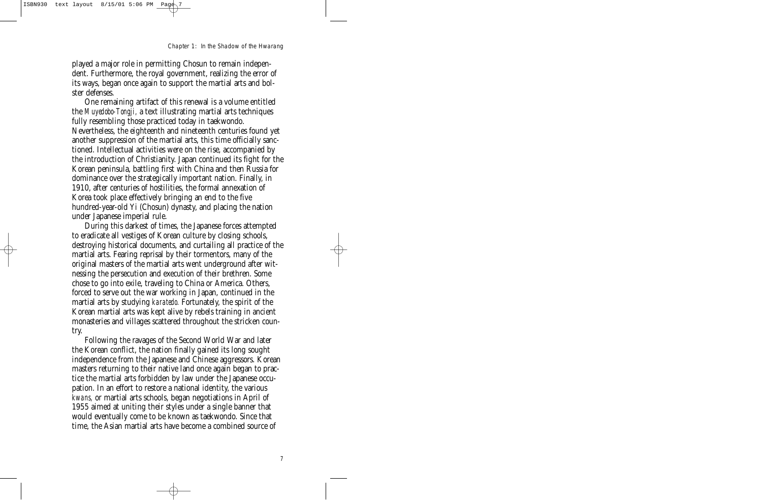played a major role in permitting Chosun to remain independent. Furthermore, the royal government, realizing the error of its ways, began once again to support the martial arts and bolster defenses.

One remaining artifact of this renewal is a volume entitled the *Muyedobo-Tongji,* a text illustrating martial arts techniques fully resembling those practiced today in taekwondo. Nevertheless, the eighteenth and nineteenth centuries found yet another suppression of the martial arts, this time officially sanctioned. Intellectual activities were on the rise, accompanied by the introduction of Christianity. Japan continued its fight for the Korean peninsula, battling first with China and then Russia for dominance over the strategically important nation. Finally, in 1910, after centuries of hostilities, the formal annexation of Korea took place effectively bringing an end to the five hundred-year-old Yi (Chosun) dynasty, and placing the nation under Japanese imperial rule.

During this darkest of times, the Japanese forces attempted to eradicate all vestiges of Korean culture by closing schools, destroying historical documents, and curtailing all practice of the martial arts. Fearing reprisal by their tormentors, many of the original masters of the martial arts went underground after witnessing the persecution and execution of their brethren. Some chose to go into exile, traveling to China or America. Others, forced to serve out the war working in Japan, continued in the martial arts by studying *karatedo.* Fortunately, the spirit of the Korean martial arts was kept alive by rebels training in ancient monasteries and villages scattered throughout the stricken country.

Following the ravages of the Second World War and later the Korean conflict, the nation finally gained its long sought independence from the Japanese and Chinese aggressors. Korean masters returning to their native land once again began to practice the martial arts forbidden by law under the Japanese occupation. In an effort to restore a national identity, the various *kwans,* or martial arts schools, began negotiations in April of 1955 aimed at uniting their styles under a single banner that would eventually come to be known as taekwondo. Since that time, the Asian martial arts have become a combined source of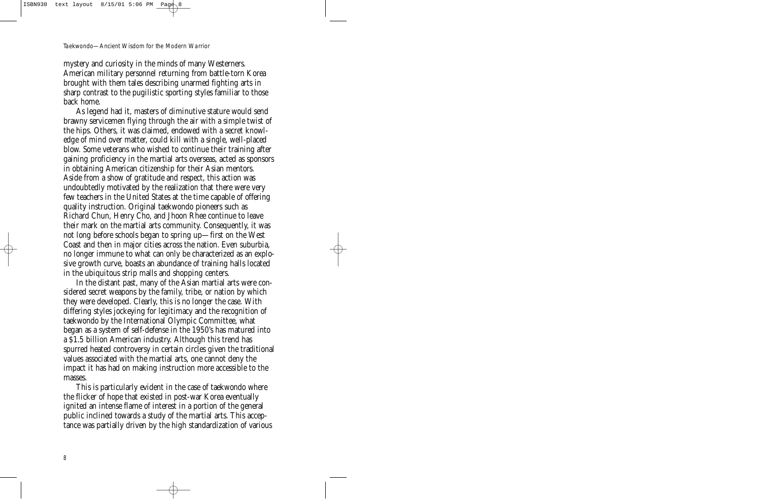mystery and curiosity in the minds of many Westerners. American military personnel returning from battle-torn Korea brought with them tales describing unarmed fighting arts in sharp contrast to the pugilistic sporting styles familiar to those back home.

As legend had it, masters of diminutive stature would send brawny servicemen flying through the air with a simple twist of the hips. Others, it was claimed, endowed with a secret knowledge of mind over matter, could kill with a single, well-placed blow. Some veterans who wished to continue their training after gaining proficiency in the martial arts overseas, acted as sponsors in obtaining American citizenship for their Asian mentors. Aside from a show of gratitude and respect, this action was undoubtedly motivated by the realization that there were very few teachers in the United States at the time capable of offering quality instruction. Original taekwondo pioneers such as Richard Chun, Henry Cho, and Jhoon Rhee continue to leave their mark on the martial arts community. Consequently, it was not long before schools began to spring up—first on the West Coast and then in major cities across the nation. Even suburbia, no longer immune to what can only be characterized as an explosive growth curve, boasts an abundance of training halls located in the ubiquitous strip malls and shopping centers.

In the distant past, many of the Asian martial arts were considered secret weapons by the family, tribe, or nation by which they were developed. Clearly, this is no longer the case. With differing styles jockeying for legitimacy and the recognition of taekwondo by the International Olympic Committee, what began as a system of self-defense in the 1950's has matured into a $1.5 billion American industry. Although this trend has spurred heated controversy in certain circles given the traditional values associated with the martial arts, one cannot deny the impact it has had on making instruction more accessible to the masses.

This is particularly evident in the case of taekwondo where the flicker of hope that existed in post-war Korea eventually ignited an intense flame of interest in a portion of the general public inclined towards a study of the martial arts. This acceptance was partially driven by the high standardization of various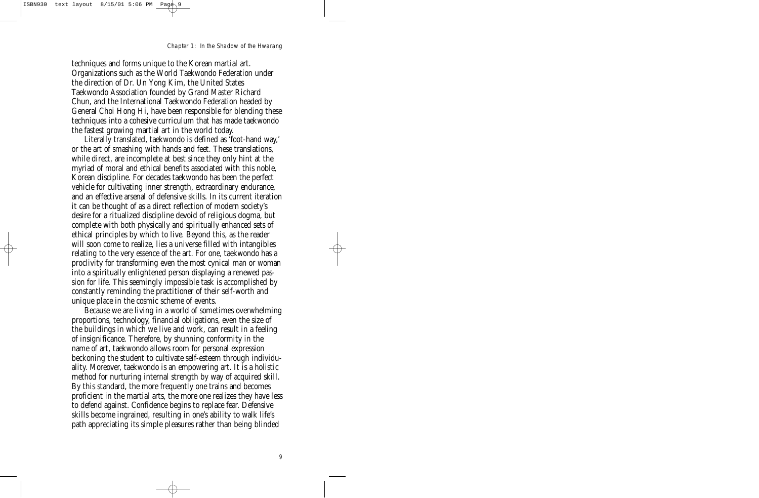techniques and forms unique to the Korean martial art. Organizations such as the World Taekwondo Federation under the direction of Dr. Un Yong Kim, the United States Taekwondo Association founded by Grand Master Richard Chun, and the International Taekwondo Federation headed by General Choi Hong Hi, have been responsible for blending these techniques into a cohesive curriculum that has made taekwondo the fastest growing martial art in the world today.

Literally translated, taekwondo is defined as 'foot-hand way,' or the art of smashing with hands and feet. These translations, while direct, are incomplete at best since they only hint at the myriad of moral and ethical benefits associated with this noble, Korean discipline. For decades taekwondo has been the perfect vehicle for cultivating inner strength, extraordinary endurance, and an effective arsenal of defensive skills. In its current iteration it can be thought of as a direct reflection of modern society's desire for a ritualized discipline devoid of religious dogma, but complete with both physically and spiritually enhanced sets of ethical principles by which to live. Beyond this, as the reader will soon come to realize, lies a universe filled with intangibles relating to the very essence of the art. For one, taekwondo has a proclivity for transforming even the most cynical man or woman into a spiritually enlightened person displaying a renewed passion for life. This seemingly impossible task is accomplished by constantly reminding the practitioner of their self-worth and unique place in the cosmic scheme of events.

Because we are living in a world of sometimes overwhelming proportions, technology, financial obligations, even the size of the buildings in which we live and work, can result in a feeling of insignificance. Therefore, by shunning conformity in the name of art, taekwondo allows room for personal expression beckoning the student to cultivate self-esteem through individuality. Moreover, taekwondo is an empowering art. It is a holistic method for nurturing internal strength by way of acquired skill. By this standard, the more frequently one trains and becomes proficient in the martial arts, the more one realizes they have less to defend against. Confidence begins to replace fear. Defensive skills become ingrained, resulting in one's ability to walk life's path appreciating its simple pleasures rather than being blinded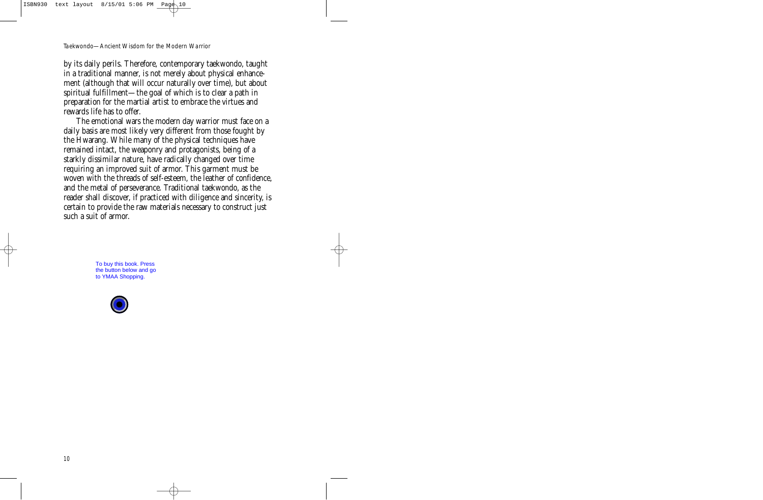by its daily perils. Therefore, contemporary taekwondo, taught in a traditional manner, is not merely about physical enhancement (although that will occur naturally over time), but about spiritual fulfillment—the goal of which is to clear a path in preparation for the martial artist to embrace the virtues and rewards life has to offer.

The emotional wars the modern day warrior must face on a daily basis are most likely very different from those fought by the Hwarang. While many of the physical techniques have remained intact, the weaponry and protagonists, being of a starkly dissimilar nature, have radically changed over time requiring an improved suit of armor. This garment must be woven with the threads of self-esteem, the leather of confidence, and the metal of perseverance. Traditional taekwondo, as the reader shall discover, if practiced with diligence and sincerity, is certain to provide the raw materials necessary to construct just such a suit of armor.

To buy this book. Press the button below and go to YMAA Shopping.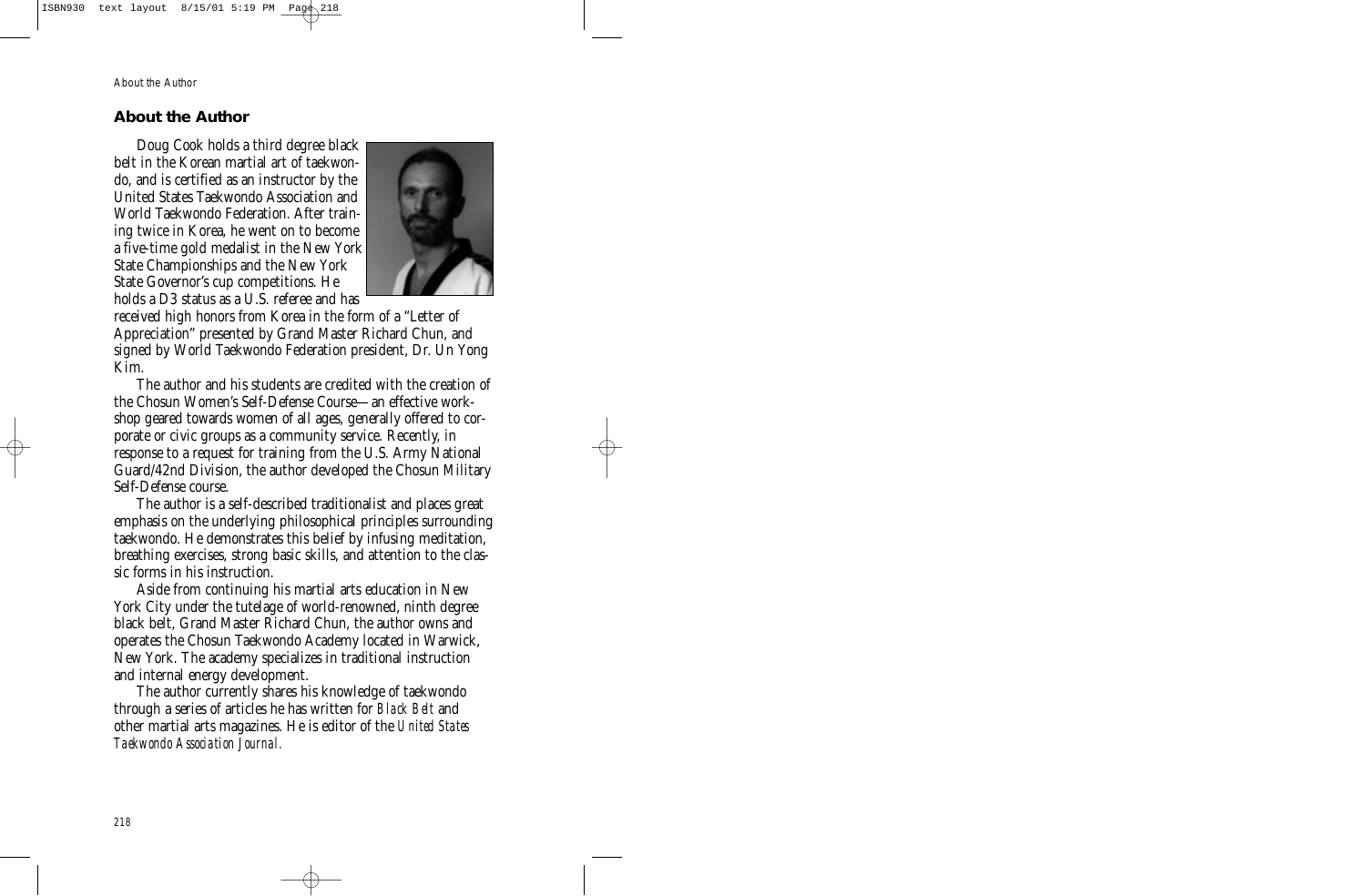## About the Author

Doug Cook holds a third degree black belt in the Korean martial art of taekwondo, and is certified as an instructor by the United States Taekwondo Association and World Taekwondo Federation. After training twice in Korea, he went on to become a five-time gold medalist in the New York State Championships and the New York State Governor's cup competitions. He holds a D3 status as a U.S. referee and has received high honors from Korea in the form of a "Letter of Appreciation" presented by Grand Master Richard Chun, and signed by World Taekwondo Federation president, Dr. Un Yong Kim.

The author and his students are credited with the creation of the Chosun Women's Self-Defense Course—an effective workshop geared towards women of all ages, generally offered to corporate or civic groups as a community service. Recently, in response to a request for training from the U.S. Army National Guard/42nd Division, the author developed the Chosun Military Self-Defense course.

The author is a self-described traditionalist and places great emphasis on the underlying philosophical principles surrounding taekwondo. He demonstrates this belief by infusing meditation, breathing exercises, strong basic skills, and attention to the classic forms in his instruction.

Aside from continuing his martial arts education in New York City under the tutelage of world-renowned, ninth degree black belt, Grand Master Richard Chun, the author owns and operates the Chosun Taekwondo Academy located in Warwick, New York. The academy specializes in traditional instruction and internal energy development.

The author currently shares his knowledge of taekwondo through a series of articles he has written for *Black Belt* and other martial arts magazines. He is editor of the *United States Taekwondo Association Journal*.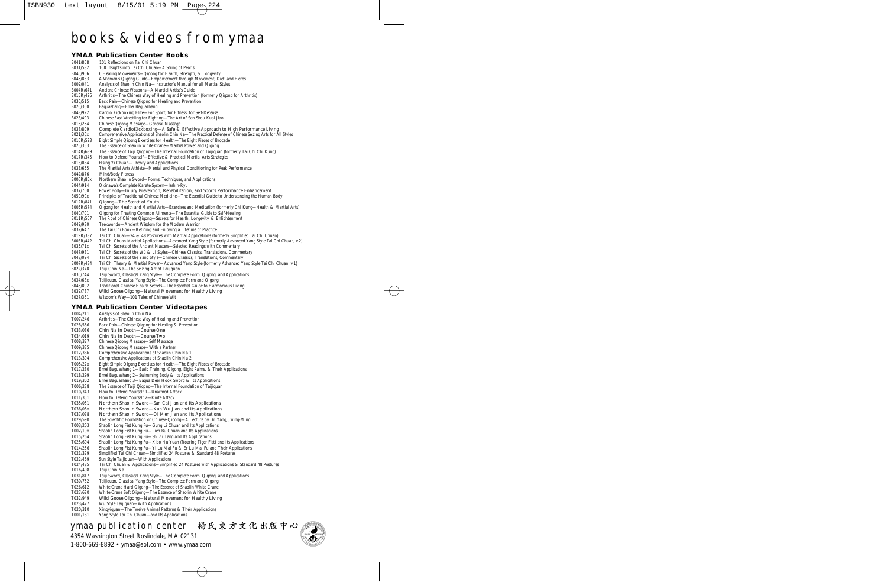# books & videos from ymaa

## YMAA Publication Center Books

B041/868 101 Reflections on Tai Chi Chuan
B031/582 108 Insights into Tai Chi Chuan—A String of Pearls
B046/906 6 Healing Movements—Qigong for Health, Strength, & Longevity
B045/833 A Woman's Qigong Guide—Empowerment through Movement, Diet, and Herbs
B009/041 Analysis of Shaolin Chin Na—Instructor's Manual for all Martial Styles
B004R/671 Ancient Chinese Weapons—A Martial Artist's Guide
B015R/426 Arthritis—The Chinese Way of Healing and Prevention (formerly Qigong for Arthritis)
B030/515 Back Pain—Chinese Qigong for Healing and Prevention
B020/300 Baguazhang—Emei Baguazhang
B043/922 Cardio Kickboxing Elite—For Sport, for Fitness, for Self-Defense
B028/493 Chinese Fast Wrestling for Fighting—The Art of San Shou Kuai Jiao
B016/254 Chinese Qigong Massage—General Massage
B038/809 Complete CardioKickboxing—A Safe & Effective Approach to High Performance Living
B021/36x Comprehensive Applications of Shaolin Chin Na—The Practical Defense of Chinese Seizing Arts for All Styles
B010R/523 Eight Simple Qigong Exercises for Health—The Eight Pieces of Brocade
B025/353 The Essence of Shaolin White Crane—Martial Power and Qigong
B014R/639 The Essence of Taiji Qigong—The Internal Foundation of Taijiquan (formerly Tai Chi Chi Kung)
B017R/345 How to Defend Yourself—Effective & Practical Martial Arts Strategies
B013/084 Hsing Yi Chuan—Theory and Applications
B033/655 The Martial Arts Athlete—Mental and Physical Conditioning for Peak Performance
B042/876 Mind/Body Fitness
B006R/85x Northern Shaolin Sword—Forms, Techniques, and Applications
B044/914 Okinawa's Complete Karate System—Isshin-Ryu
B037/760 Power Body—Injury Prevention, Rehabilitation, and Sports Performance Enhancement
B050/99x Principles of Traditional Chinese Medicine—The Essential Guide to Understanding the Human Body
B012R/841 Qigong—The Secret of Youth
B005R/574 Qigong for Health and Martial Arts—Exercises and Meditation (formerly Chi Kung—Health & Martial Arts)
B040/701 Qigong for Treating Common Ailments—The Essential Guide to Self-Healing
B011R/507 The Root of Chinese Qigong—Secrets for Health, Longevity, & Enlightenment
B049/930 Taekwondo—Ancient Wisdom for the Modern Warrior
B032/647 The Tai Chi Book—Refining and Enjoying a Lifetime of Practice
B019R/337 Tai Chi Chuan—24 & 48 Postures with Martial Applications (formerly Simplified Tai Chi Chuan)
B008R/442 Tai Chi Chuan Martial Applications—Advanced Yang Style (formerly Advanced Yang Style Tai Chi Chuan, v.2)
B035/71x Tai Chi Secrets of the Ancient Masters—Selected Readings with Commentary
B047/981 Tai Chi Secrets of the Wǔ & Li Styles—Chinese Classics, Translations, Commentary
B048/094 Tai Chi Secrets of the Yang Style—Chinese Classics, Translations, Commentary
B007R/434 Tai Chi Theory & Martial Power—Advanced Yang Style (formerly Advanced Yang Style Tai Chi Chuan, v.1)
B022/378 Taiji Chin Na—The Seizing Art of Taijiquan
B036/744 Taiji Sword, Classical Yang Style—The Complete Form, Qigong, and Applications
B034/68x Taijiquan, Classical Yang Style—The Complete Form and Qigong
B046/892 Traditional Chinese Health Secrets—The Essential Guide to Harmonious Living
B039/787 Wild Goose Qigong—Natural Movement for Healthy Living
B027/361 Wisdom's Way—101 Tales of Chinese Wit

## YMAA Publication Center Videotapes

T004/211 Analysis of Shaolin Chin Na
T007/246 Arthritis—The Chinese Way of Healing and Prevention
T028/566 Back Pain—Chinese Qigong for Healing & Prevention
T033/086 Chin Na In Depth—Course One
T034/019 Chin Na In Depth—Course Two
T008/327 Chinese Qigong Massage—Self Massage
T009/335 Chinese Qigong Massage—With a Partner
T012/386 Comprehensive Applications of Shaolin Chin Na 1
T013/394 Comprehensive Applications of Shaolin Chin Na 2
T005/22x Eight Simple Qigong Exercises for Health—The Eight Pieces of Brocade
T017/280 Emei Baguazhang 1—Basic Training, Qigong, Eight Palms, & Their Applications
T018/299 Emei Baguazhang 2—Swimming Body & Its Applications
T019/302 Emei Baguazhang 3—Bagua Deer Hook Sword & Its Applications
T006/238 The Essence of Taiji Qigong—The Internal Foundation of Taijiquan
T010/343 How to Defend Yourself 1—Unarmed Attack
T011/351 How to Defend Yourself 2—Knife Attack
T035/051 Northern Shaolin Sword—San Cai Jian and Its Applications
T036/06x Northern Shaolin Sword—Kun Wu Jian and Its Applications
T037/078 Northern Shaolin Sword—Qi Men Jian and Its Applications
T029/590 The Scientific Foundation of Chinese Qigong—A Lecture by Dr. Yang, Jwing-Ming
T003/203 Shaolin Long Fist Kung Fu—Gung Li Chuan and Its Applications
T002/19x Shaolin Long Fist Kung Fu—Lien Bu Chuan and Its Applications
T015/264 Shaolin Long Fist Kung Fu—Shi Zi Tang and Its Applications
T025/604 Shaolin Long Fist Kung Fu—Xiao Hu Yuan (Roaring Tiger Fist) and Its Applications
T014/256 Shaolin Long Fist Kung Fu—Yi Lu Mai Fu & Er Lu Mai Fu and Their Applications
T021/329 Simplified Tai Chi Chuan—Simplified 24 Postures & Standard 48 Postures
T022/469 Sun Style Taijiquan—With Applications
T024/485 Tai Chi Chuan & Applications—Simplified 24 Postures with Applications & Standard 48 Postures
T016/408 Taiji Chin Na
T031/817 Taiji Sword, Classical Yang Style—The Complete Form, Qigong, and Applications
T030/752 Taijiquan, Classical Yang Style—The Complete Form and Qigong
T026/612 White Crane Hard Qigong—The Essence of Shaolin White Crane
T027/620 White Crane Soft Qigong—The Essence of Shaolin White Crane
T032/949 Wild Goose Qigong—Natural Movement for Healthy Living
T023/477 Wu Style Taijiquan—With Applications
T020/310 Xingyiquan—The Twelve Animal Patterns & Their Applications
T001/181 Yang Style Tai Chi Chuan—and Its Applications

ymaa publication center 楊氏東方文化出版中心

4354 Washington Street Roslindale, MA 02131
1-800-669-8892 • ymaa@aol.com • www.ymaa.com